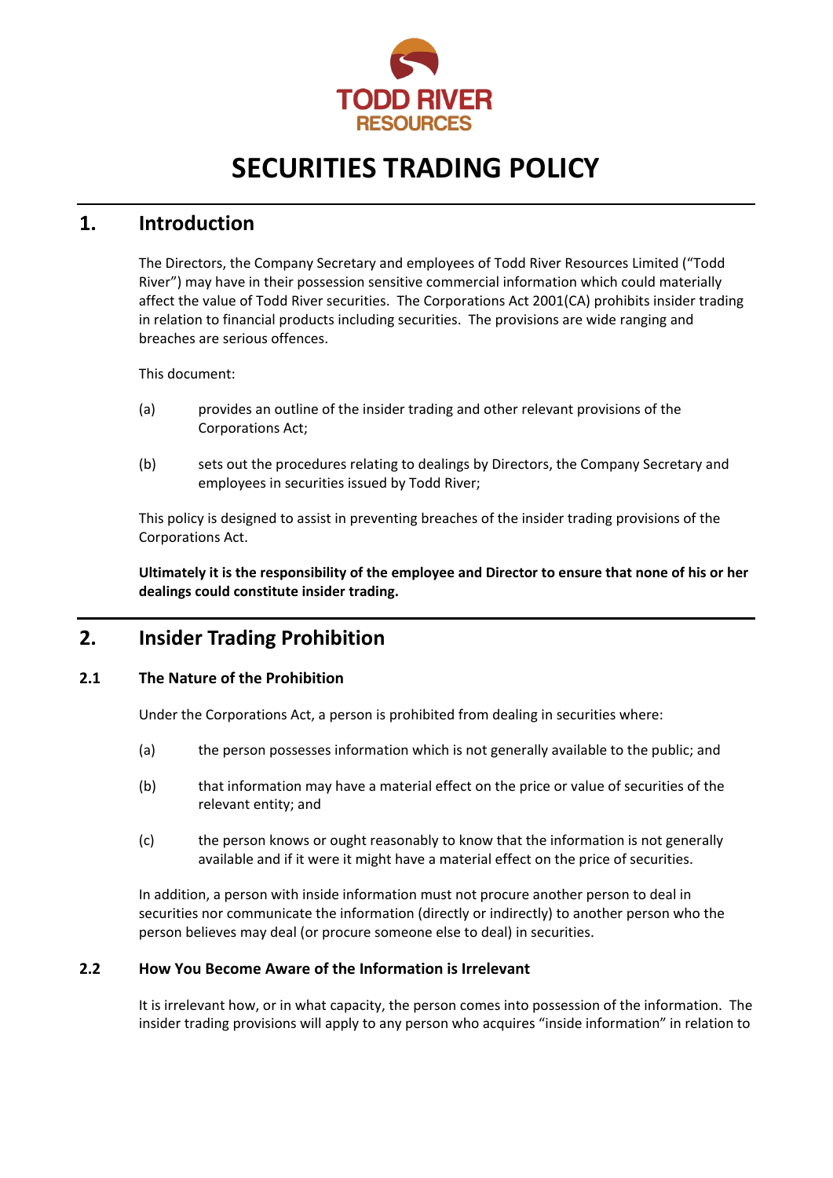TODD RIVER RESOURCES

# SECURITIES TRADING POLICY

## 1. Introduction

The Directors, the Company Secretary and employees of Todd River Resources Limited ("Todd River") may have in their possession sensitive commercial information which could materially affect the value of Todd River securities. The Corporations Act 2001(CA) prohibits insider trading in relation to financial products including securities. The provisions are wide ranging and breaches are serious offences.

This document:

(a) provides an outline of the insider trading and other relevant provisions of the Corporations Act;

(b) sets out the procedures relating to dealings by Directors, the Company Secretary and employees in securities issued by Todd River;

This policy is designed to assist in preventing breaches of the insider trading provisions of the Corporations Act.

**Ultimately it is the responsibility of the employee and Director to ensure that none of his or her dealings could constitute insider trading.**

## 2. Insider Trading Prohibition

### 2.1 The Nature of the Prohibition

Under the Corporations Act, a person is prohibited from dealing in securities where:

(a) the person possesses information which is not generally available to the public; and

(b) that information may have a material effect on the price or value of securities of the relevant entity; and

(c) the person knows or ought reasonably to know that the information is not generally available and if it were it might have a material effect on the price of securities.

In addition, a person with inside information must not procure another person to deal in securities nor communicate the information (directly or indirectly) to another person who the person believes may deal (or procure someone else to deal) in securities.

### 2.2 How You Become Aware of the Information is Irrelevant

It is irrelevant how, or in what capacity, the person comes into possession of the information. The insider trading provisions will apply to any person who acquires "inside information" in relation to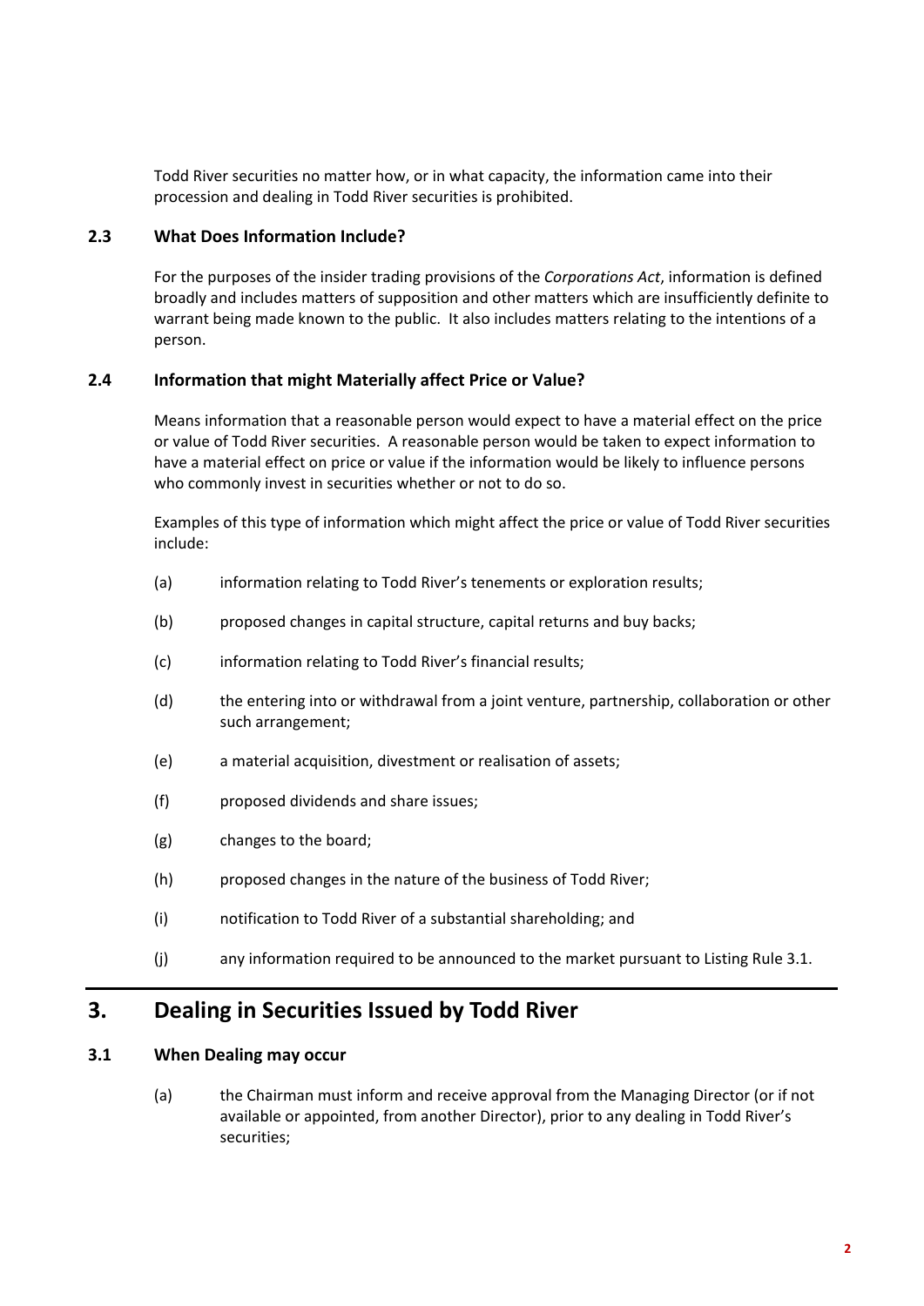Todd River securities no matter how, or in what capacity, the information came into their procession and dealing in Todd River securities is prohibited.

### 2.3 What Does Information Include?

For the purposes of the insider trading provisions of the *Corporations Act*, information is defined broadly and includes matters of supposition and other matters which are insufficiently definite to warrant being made known to the public. It also includes matters relating to the intentions of a person.

### 2.4 Information that might Materially affect Price or Value?

Means information that a reasonable person would expect to have a material effect on the price or value of Todd River securities. A reasonable person would be taken to expect information to have a material effect on price or value if the information would be likely to influence persons who commonly invest in securities whether or not to do so.

Examples of this type of information which might affect the price or value of Todd River securities include:

(a) information relating to Todd River's tenements or exploration results;

(b) proposed changes in capital structure, capital returns and buy backs;

(c) information relating to Todd River's financial results;

(d) the entering into or withdrawal from a joint venture, partnership, collaboration or other such arrangement;

(e) a material acquisition, divestment or realisation of assets;

(f) proposed dividends and share issues;

(g) changes to the board;

(h) proposed changes in the nature of the business of Todd River;

(i) notification to Todd River of a substantial shareholding; and

(j) any information required to be announced to the market pursuant to Listing Rule 3.1.

## 3. Dealing in Securities Issued by Todd River

### 3.1 When Dealing may occur

(a) the Chairman must inform and receive approval from the Managing Director (or if not available or appointed, from another Director), prior to any dealing in Todd River's securities;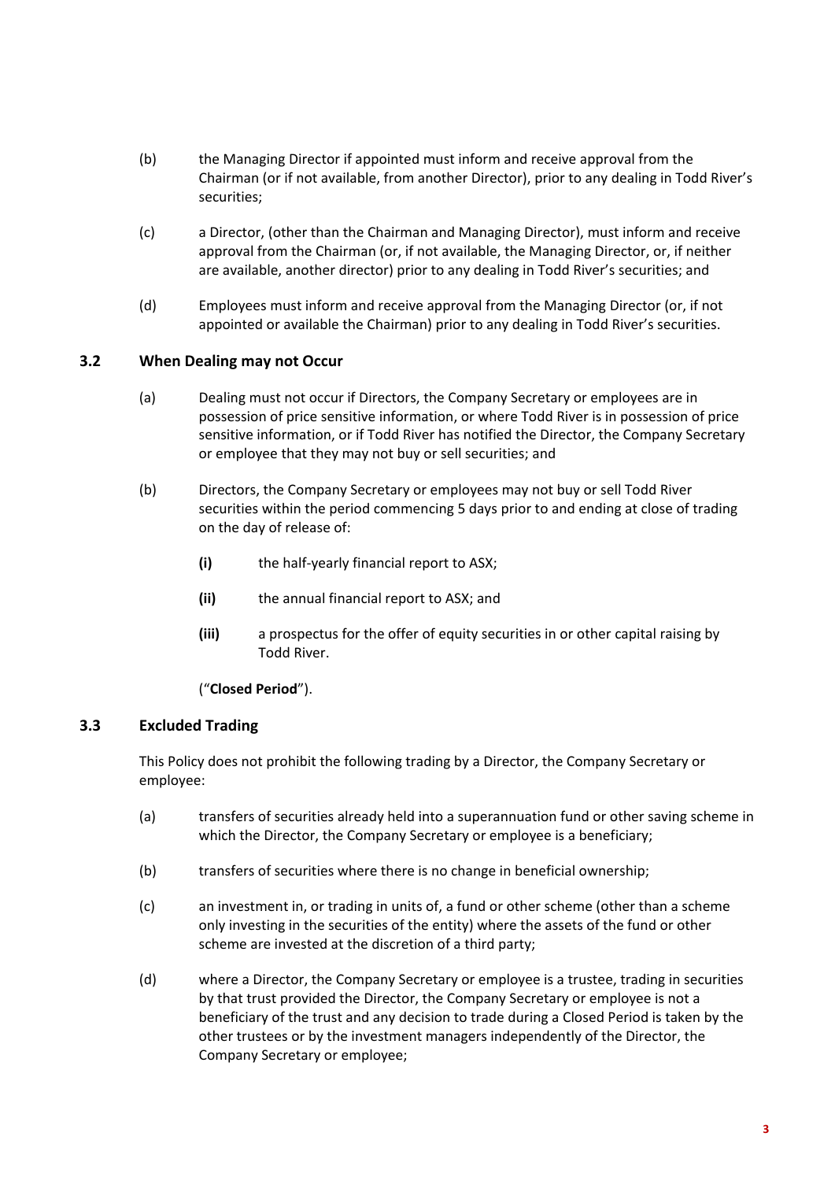(b) the Managing Director if appointed must inform and receive approval from the Chairman (or if not available, from another Director), prior to any dealing in Todd River's securities;

(c) a Director, (other than the Chairman and Managing Director), must inform and receive approval from the Chairman (or, if not available, the Managing Director, or, if neither are available, another director) prior to any dealing in Todd River's securities; and

(d) Employees must inform and receive approval from the Managing Director (or, if not appointed or available the Chairman) prior to any dealing in Todd River's securities.

### 3.2 When Dealing may not Occur

(a) Dealing must not occur if Directors, the Company Secretary or employees are in possession of price sensitive information, or where Todd River is in possession of price sensitive information, or if Todd River has notified the Director, the Company Secretary or employee that they may not buy or sell securities; and

(b) Directors, the Company Secretary or employees may not buy or sell Todd River securities within the period commencing 5 days prior to and ending at close of trading on the day of release of:

**(i)** the half-yearly financial report to ASX;

**(ii)** the annual financial report to ASX; and

**(iii)** a prospectus for the offer of equity securities in or other capital raising by Todd River.

("**Closed Period**").

### 3.3 Excluded Trading

This Policy does not prohibit the following trading by a Director, the Company Secretary or employee:

(a) transfers of securities already held into a superannuation fund or other saving scheme in which the Director, the Company Secretary or employee is a beneficiary;

(b) transfers of securities where there is no change in beneficial ownership;

(c) an investment in, or trading in units of, a fund or other scheme (other than a scheme only investing in the securities of the entity) where the assets of the fund or other scheme are invested at the discretion of a third party;

(d) where a Director, the Company Secretary or employee is a trustee, trading in securities by that trust provided the Director, the Company Secretary or employee is not a beneficiary of the trust and any decision to trade during a Closed Period is taken by the other trustees or by the investment managers independently of the Director, the Company Secretary or employee;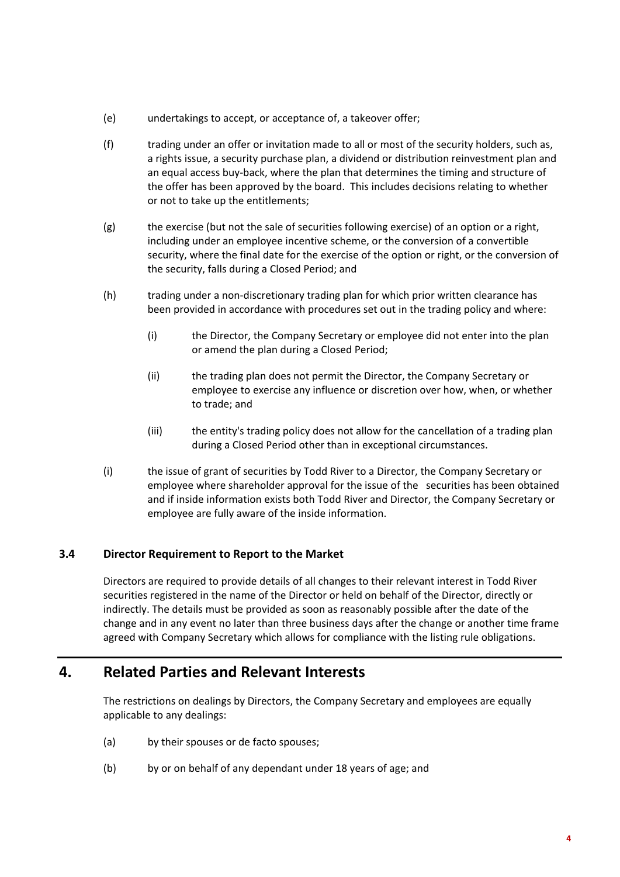(e) undertakings to accept, or acceptance of, a takeover offer;

(f) trading under an offer or invitation made to all or most of the security holders, such as, a rights issue, a security purchase plan, a dividend or distribution reinvestment plan and an equal access buy-back, where the plan that determines the timing and structure of the offer has been approved by the board. This includes decisions relating to whether or not to take up the entitlements;

(g) the exercise (but not the sale of securities following exercise) of an option or a right, including under an employee incentive scheme, or the conversion of a convertible security, where the final date for the exercise of the option or right, or the conversion of the security, falls during a Closed Period; and

(h) trading under a non-discretionary trading plan for which prior written clearance has been provided in accordance with procedures set out in the trading policy and where:

    (i) the Director, the Company Secretary or employee did not enter into the plan or amend the plan during a Closed Period;

    (ii) the trading plan does not permit the Director, the Company Secretary or employee to exercise any influence or discretion over how, when, or whether to trade; and

    (iii) the entity's trading policy does not allow for the cancellation of a trading plan during a Closed Period other than in exceptional circumstances.

(i) the issue of grant of securities by Todd River to a Director, the Company Secretary or employee where shareholder approval for the issue of the securities has been obtained and if inside information exists both Todd River and Director, the Company Secretary or employee are fully aware of the inside information.

### 3.4 Director Requirement to Report to the Market

Directors are required to provide details of all changes to their relevant interest in Todd River securities registered in the name of the Director or held on behalf of the Director, directly or indirectly. The details must be provided as soon as reasonably possible after the date of the change and in any event no later than three business days after the change or another time frame agreed with Company Secretary which allows for compliance with the listing rule obligations.

## 4. Related Parties and Relevant Interests

The restrictions on dealings by Directors, the Company Secretary and employees are equally applicable to any dealings:

(a) by their spouses or de facto spouses;

(b) by or on behalf of any dependant under 18 years of age; and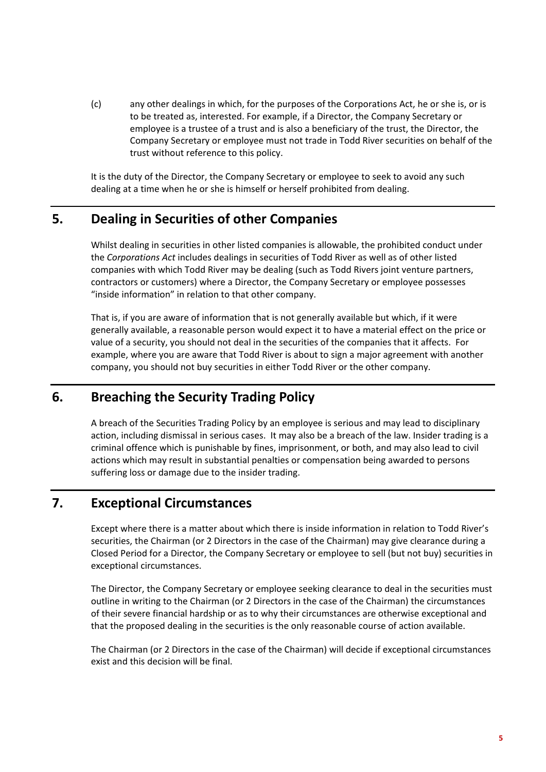(c) any other dealings in which, for the purposes of the Corporations Act, he or she is, or is to be treated as, interested. For example, if a Director, the Company Secretary or employee is a trustee of a trust and is also a beneficiary of the trust, the Director, the Company Secretary or employee must not trade in Todd River securities on behalf of the trust without reference to this policy.

It is the duty of the Director, the Company Secretary or employee to seek to avoid any such dealing at a time when he or she is himself or herself prohibited from dealing.

## 5. Dealing in Securities of other Companies

Whilst dealing in securities in other listed companies is allowable, the prohibited conduct under the *Corporations Act* includes dealings in securities of Todd River as well as of other listed companies with which Todd River may be dealing (such as Todd Rivers joint venture partners, contractors or customers) where a Director, the Company Secretary or employee possesses "inside information" in relation to that other company.

That is, if you are aware of information that is not generally available but which, if it were generally available, a reasonable person would expect it to have a material effect on the price or value of a security, you should not deal in the securities of the companies that it affects. For example, where you are aware that Todd River is about to sign a major agreement with another company, you should not buy securities in either Todd River or the other company.

## 6. Breaching the Security Trading Policy

A breach of the Securities Trading Policy by an employee is serious and may lead to disciplinary action, including dismissal in serious cases. It may also be a breach of the law. Insider trading is a criminal offence which is punishable by fines, imprisonment, or both, and may also lead to civil actions which may result in substantial penalties or compensation being awarded to persons suffering loss or damage due to the insider trading.

## 7. Exceptional Circumstances

Except where there is a matter about which there is inside information in relation to Todd River's securities, the Chairman (or 2 Directors in the case of the Chairman) may give clearance during a Closed Period for a Director, the Company Secretary or employee to sell (but not buy) securities in exceptional circumstances.

The Director, the Company Secretary or employee seeking clearance to deal in the securities must outline in writing to the Chairman (or 2 Directors in the case of the Chairman) the circumstances of their severe financial hardship or as to why their circumstances are otherwise exceptional and that the proposed dealing in the securities is the only reasonable course of action available.

The Chairman (or 2 Directors in the case of the Chairman) will decide if exceptional circumstances exist and this decision will be final.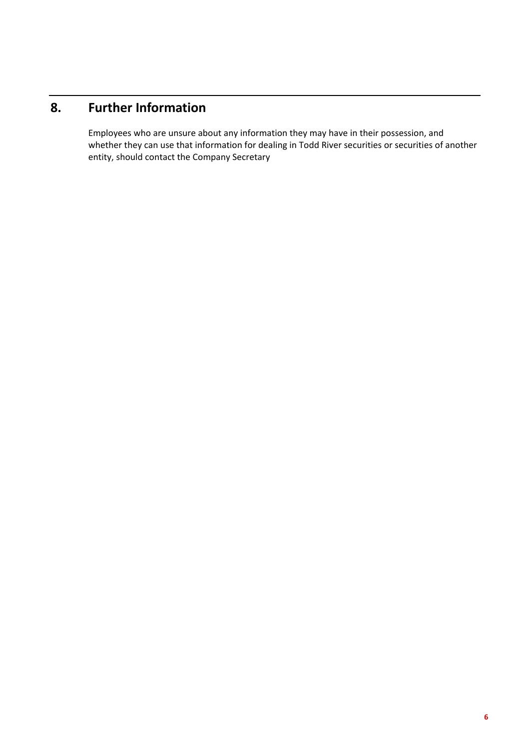## 8. Further Information

Employees who are unsure about any information they may have in their possession, and whether they can use that information for dealing in Todd River securities or securities of another entity, should contact the Company Secretary